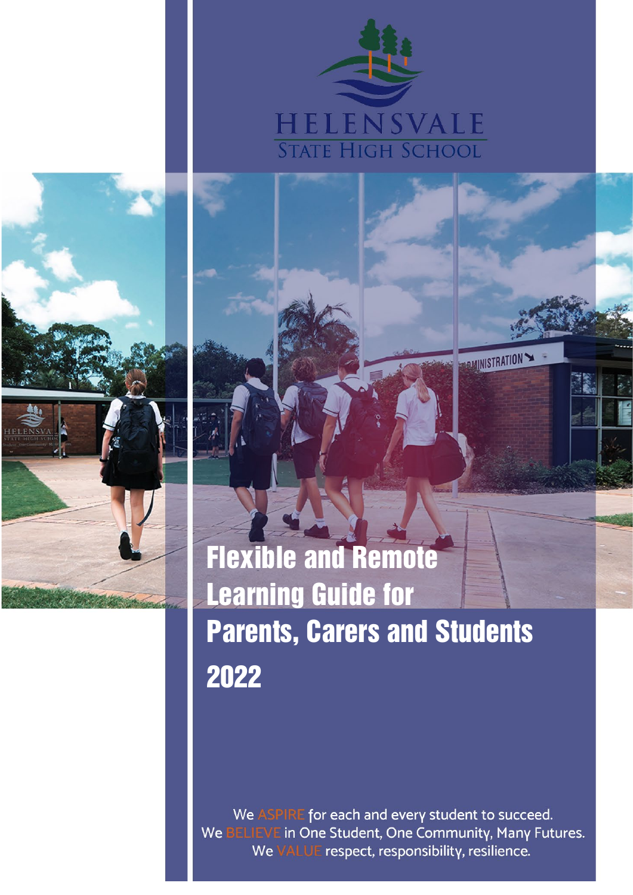HELENSVALE
STATE HIGH SCHOOL

# Flexible and Remote Learning Guide for Parents, Carers and Students 2022

We ASPIRE for each and every student to succeed.
We BELIEVE in One Student, One Community, Many Futures.
We VALUE respect, responsibility, resilience.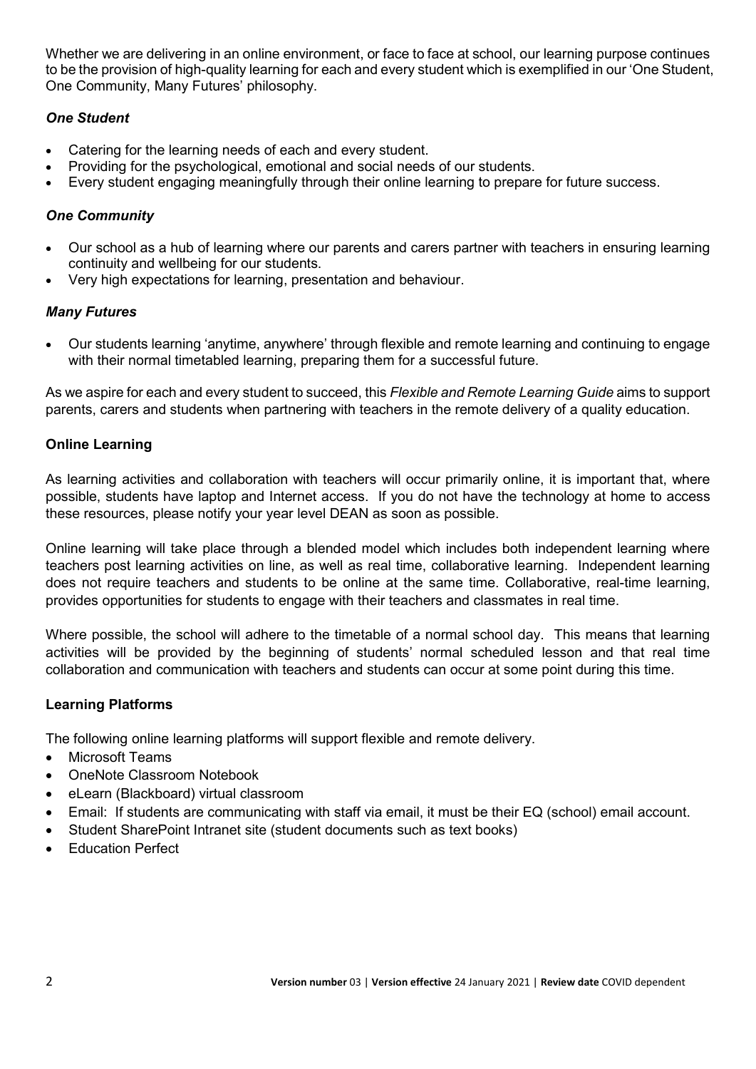Whether we are delivering in an online environment, or face to face at school, our learning purpose continues to be the provision of high-quality learning for each and every student which is exemplified in our 'One Student, One Community, Many Futures' philosophy.

### *One Student*

- Catering for the learning needs of each and every student.
- Providing for the psychological, emotional and social needs of our students.
- Every student engaging meaningfully through their online learning to prepare for future success.

### *One Community*

- Our school as a hub of learning where our parents and carers partner with teachers in ensuring learning continuity and wellbeing for our students.
- Very high expectations for learning, presentation and behaviour.

### *Many Futures*

- Our students learning 'anytime, anywhere' through flexible and remote learning and continuing to engage with their normal timetabled learning, preparing them for a successful future.

As we aspire for each and every student to succeed, this *Flexible and Remote Learning Guide* aims to support parents, carers and students when partnering with teachers in the remote delivery of a quality education.

## Online Learning

As learning activities and collaboration with teachers will occur primarily online, it is important that, where possible, students have laptop and Internet access. If you do not have the technology at home to access these resources, please notify your year level DEAN as soon as possible.

Online learning will take place through a blended model which includes both independent learning where teachers post learning activities on line, as well as real time, collaborative learning. Independent learning does not require teachers and students to be online at the same time. Collaborative, real-time learning, provides opportunities for students to engage with their teachers and classmates in real time.

Where possible, the school will adhere to the timetable of a normal school day. This means that learning activities will be provided by the beginning of students' normal scheduled lesson and that real time collaboration and communication with teachers and students can occur at some point during this time.

## Learning Platforms

The following online learning platforms will support flexible and remote delivery.

- Microsoft Teams
- OneNote Classroom Notebook
- eLearn (Blackboard) virtual classroom
- Email: If students are communicating with staff via email, it must be their EQ (school) email account.
- Student SharePoint Intranet site (student documents such as text books)
- Education Perfect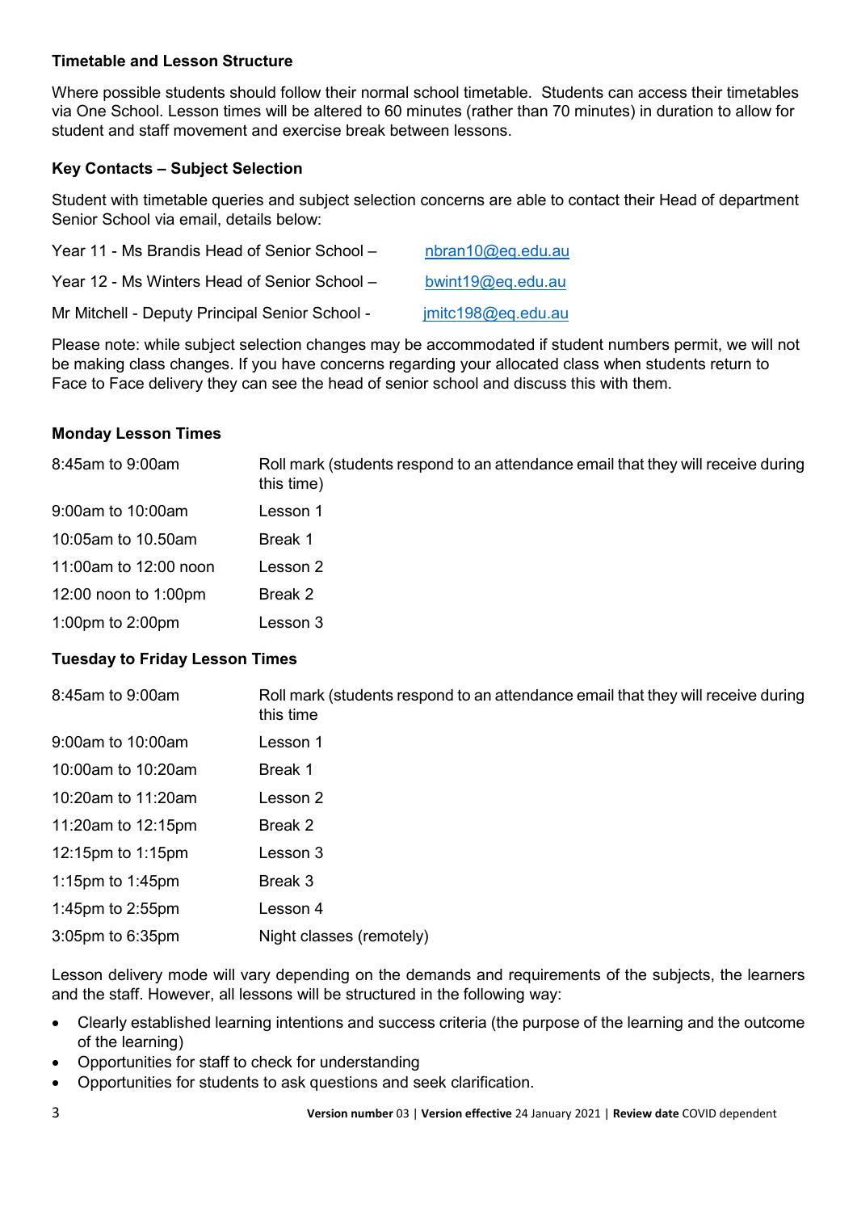**Timetable and Lesson Structure**

Where possible students should follow their normal school timetable. Students can access their timetables via One School. Lesson times will be altered to 60 minutes (rather than 70 minutes) in duration to allow for student and staff movement and exercise break between lessons.

**Key Contacts – Subject Selection**

Student with timetable queries and subject selection concerns are able to contact their Head of department Senior School via email, details below:

| | |
|---|---|
| Year 11 - Ms Brandis Head of Senior School – | nbran10@eq.edu.au |
| Year 12 - Ms Winters Head of Senior School – | bwint19@eq.edu.au |
| Mr Mitchell - Deputy Principal Senior School - | jmitc198@eq.edu.au |

Please note: while subject selection changes may be accommodated if student numbers permit, we will not be making class changes. If you have concerns regarding your allocated class when students return to Face to Face delivery they can see the head of senior school and discuss this with them.

**Monday Lesson Times**

| | |
|---|---|
| 8:45am to 9:00am | Roll mark (students respond to an attendance email that they will receive during this time) |
| 9:00am to 10:00am | Lesson 1 |
| 10:05am to 10.50am | Break 1 |
| 11:00am to 12:00 noon | Lesson 2 |
| 12:00 noon to 1:00pm | Break 2 |
| 1:00pm to 2:00pm | Lesson 3 |

**Tuesday to Friday Lesson Times**

| | |
|---|---|
| 8:45am to 9:00am | Roll mark (students respond to an attendance email that they will receive during this time |
| 9:00am to 10:00am | Lesson 1 |
| 10:00am to 10:20am | Break 1 |
| 10:20am to 11:20am | Lesson 2 |
| 11:20am to 12:15pm | Break 2 |
| 12:15pm to 1:15pm | Lesson 3 |
| 1:15pm to 1:45pm | Break 3 |
| 1:45pm to 2:55pm | Lesson 4 |
| 3:05pm to 6:35pm | Night classes (remotely) |

Lesson delivery mode will vary depending on the demands and requirements of the subjects, the learners and the staff. However, all lessons will be structured in the following way:

- Clearly established learning intentions and success criteria (the purpose of the learning and the outcome of the learning)
- Opportunities for staff to check for understanding
- Opportunities for students to ask questions and seek clarification.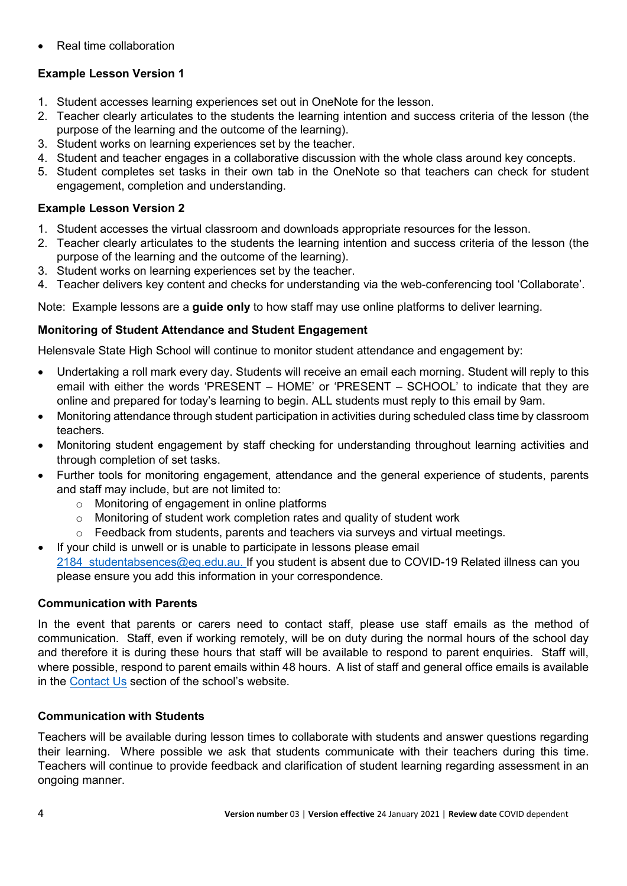- Real time collaboration

**Example Lesson Version 1**

1. Student accesses learning experiences set out in OneNote for the lesson.
2. Teacher clearly articulates to the students the learning intention and success criteria of the lesson (the purpose of the learning and the outcome of the learning).
3. Student works on learning experiences set by the teacher.
4. Student and teacher engages in a collaborative discussion with the whole class around key concepts.
5. Student completes set tasks in their own tab in the OneNote so that teachers can check for student engagement, completion and understanding.

**Example Lesson Version 2**

1. Student accesses the virtual classroom and downloads appropriate resources for the lesson.
2. Teacher clearly articulates to the students the learning intention and success criteria of the lesson (the purpose of the learning and the outcome of the learning).
3. Student works on learning experiences set by the teacher.
4. Teacher delivers key content and checks for understanding via the web-conferencing tool 'Collaborate'.

Note: Example lessons are a **guide only** to how staff may use online platforms to deliver learning.

**Monitoring of Student Attendance and Student Engagement**

Helensvale State High School will continue to monitor student attendance and engagement by:

- Undertaking a roll mark every day. Students will receive an email each morning. Student will reply to this email with either the words 'PRESENT – HOME' or 'PRESENT – SCHOOL' to indicate that they are online and prepared for today's learning to begin. ALL students must reply to this email by 9am.
- Monitoring attendance through student participation in activities during scheduled class time by classroom teachers.
- Monitoring student engagement by staff checking for understanding throughout learning activities and through completion of set tasks.
- Further tools for monitoring engagement, attendance and the general experience of students, parents and staff may include, but are not limited to:
  - Monitoring of engagement in online platforms
  - Monitoring of student work completion rates and quality of student work
  - Feedback from students, parents and teachers via surveys and virtual meetings.
- If your child is unwell or is unable to participate in lessons please email 2184_studentabsences@eq.edu.au. If you student is absent due to COVID-19 Related illness can you please ensure you add this information in your correspondence.

**Communication with Parents**

In the event that parents or carers need to contact staff, please use staff emails as the method of communication. Staff, even if working remotely, will be on duty during the normal hours of the school day and therefore it is during these hours that staff will be available to respond to parent enquiries. Staff will, where possible, respond to parent emails within 48 hours. A list of staff and general office emails is available in the Contact Us section of the school's website.

**Communication with Students**

Teachers will be available during lesson times to collaborate with students and answer questions regarding their learning. Where possible we ask that students communicate with their teachers during this time. Teachers will continue to provide feedback and clarification of student learning regarding assessment in an ongoing manner.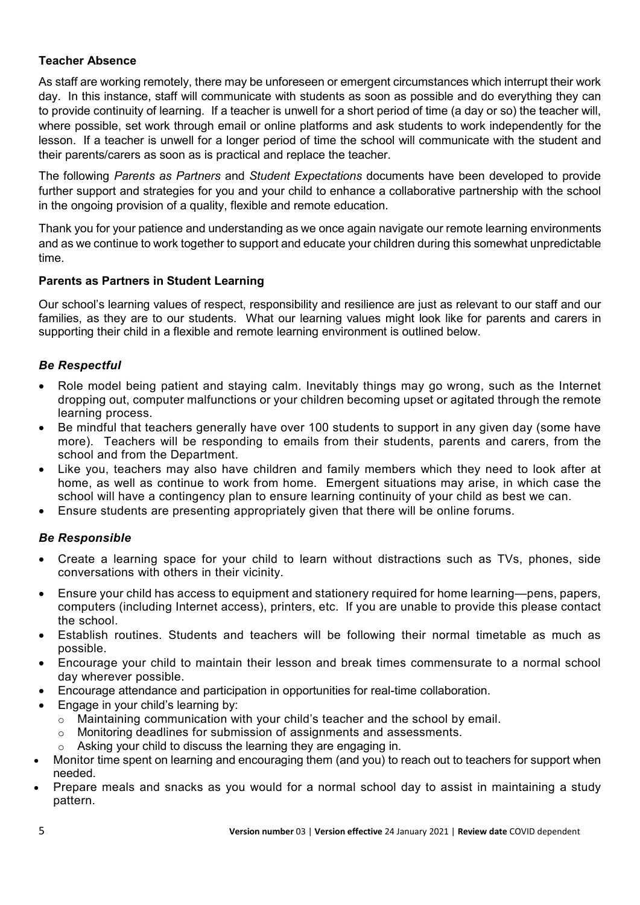**Teacher Absence**

As staff are working remotely, there may be unforeseen or emergent circumstances which interrupt their work day. In this instance, staff will communicate with students as soon as possible and do everything they can to provide continuity of learning. If a teacher is unwell for a short period of time (a day or so) the teacher will, where possible, set work through email or online platforms and ask students to work independently for the lesson. If a teacher is unwell for a longer period of time the school will communicate with the student and their parents/carers as soon as is practical and replace the teacher.

The following *Parents as Partners* and *Student Expectations* documents have been developed to provide further support and strategies for you and your child to enhance a collaborative partnership with the school in the ongoing provision of a quality, flexible and remote education.

Thank you for your patience and understanding as we once again navigate our remote learning environments and as we continue to work together to support and educate your children during this somewhat unpredictable time.

**Parents as Partners in Student Learning**

Our school's learning values of respect, responsibility and resilience are just as relevant to our staff and our families, as they are to our students. What our learning values might look like for parents and carers in supporting their child in a flexible and remote learning environment is outlined below.

***Be Respectful***

- Role model being patient and staying calm. Inevitably things may go wrong, such as the Internet dropping out, computer malfunctions or your children becoming upset or agitated through the remote learning process.
- Be mindful that teachers generally have over 100 students to support in any given day (some have more). Teachers will be responding to emails from their students, parents and carers, from the school and from the Department.
- Like you, teachers may also have children and family members which they need to look after at home, as well as continue to work from home. Emergent situations may arise, in which case the school will have a contingency plan to ensure learning continuity of your child as best we can.
- Ensure students are presenting appropriately given that there will be online forums.

***Be Responsible***

- Create a learning space for your child to learn without distractions such as TVs, phones, side conversations with others in their vicinity.
- Ensure your child has access to equipment and stationery required for home learning—pens, papers, computers (including Internet access), printers, etc. If you are unable to provide this please contact the school.
- Establish routines. Students and teachers will be following their normal timetable as much as possible.
- Encourage your child to maintain their lesson and break times commensurate to a normal school day wherever possible.
- Encourage attendance and participation in opportunities for real-time collaboration.
- Engage in your child's learning by:
  - Maintaining communication with your child's teacher and the school by email.
  - Monitoring deadlines for submission of assignments and assessments.
  - Asking your child to discuss the learning they are engaging in.
- Monitor time spent on learning and encouraging them (and you) to reach out to teachers for support when needed.
- Prepare meals and snacks as you would for a normal school day to assist in maintaining a study pattern.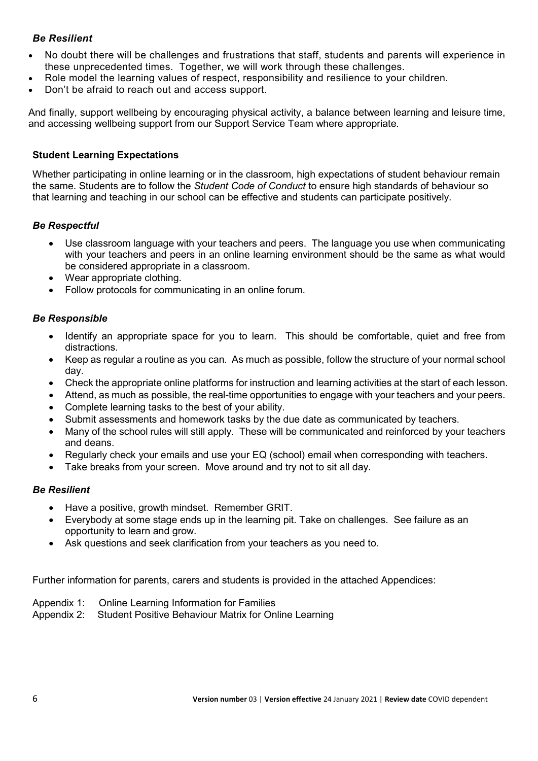### *Be Resilient*

- No doubt there will be challenges and frustrations that staff, students and parents will experience in these unprecedented times. Together, we will work through these challenges.
- Role model the learning values of respect, responsibility and resilience to your children.
- Don't be afraid to reach out and access support.

And finally, support wellbeing by encouraging physical activity, a balance between learning and leisure time, and accessing wellbeing support from our Support Service Team where appropriate.

## Student Learning Expectations

Whether participating in online learning or in the classroom, high expectations of student behaviour remain the same. Students are to follow the *Student Code of Conduct* to ensure high standards of behaviour so that learning and teaching in our school can be effective and students can participate positively.

### *Be Respectful*

- Use classroom language with your teachers and peers. The language you use when communicating with your teachers and peers in an online learning environment should be the same as what would be considered appropriate in a classroom.
- Wear appropriate clothing.
- Follow protocols for communicating in an online forum.

### *Be Responsible*

- Identify an appropriate space for you to learn. This should be comfortable, quiet and free from distractions.
- Keep as regular a routine as you can. As much as possible, follow the structure of your normal school day.
- Check the appropriate online platforms for instruction and learning activities at the start of each lesson.
- Attend, as much as possible, the real-time opportunities to engage with your teachers and your peers.
- Complete learning tasks to the best of your ability.
- Submit assessments and homework tasks by the due date as communicated by teachers.
- Many of the school rules will still apply. These will be communicated and reinforced by your teachers and deans.
- Regularly check your emails and use your EQ (school) email when corresponding with teachers.
- Take breaks from your screen. Move around and try not to sit all day.

### *Be Resilient*

- Have a positive, growth mindset. Remember GRIT.
- Everybody at some stage ends up in the learning pit. Take on challenges. See failure as an opportunity to learn and grow.
- Ask questions and seek clarification from your teachers as you need to.

Further information for parents, carers and students is provided in the attached Appendices:

Appendix 1: Online Learning Information for Families
Appendix 2: Student Positive Behaviour Matrix for Online Learning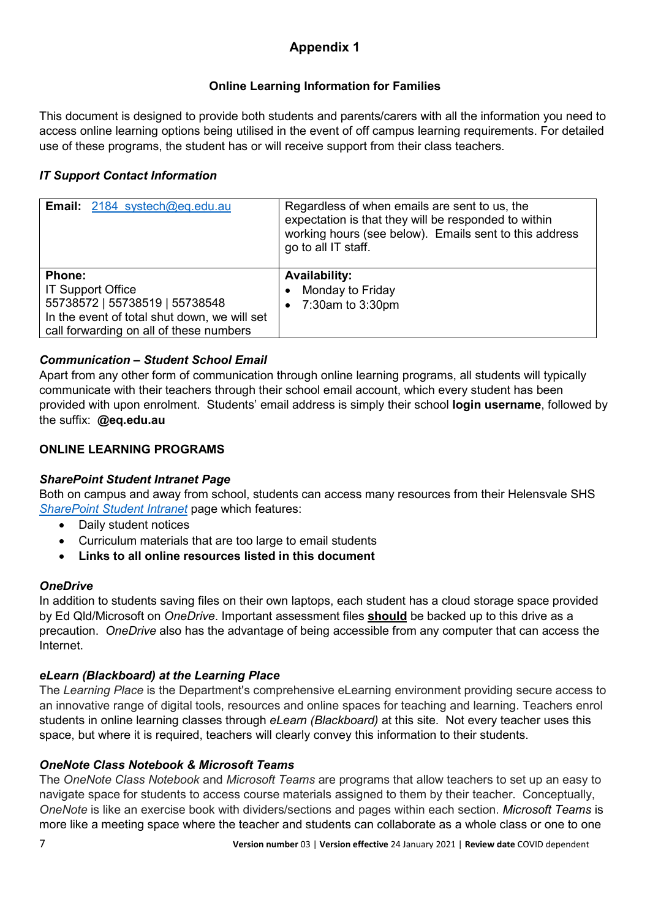# Appendix 1

## Online Learning Information for Families

This document is designed to provide both students and parents/carers with all the information you need to access online learning options being utilised in the event of off campus learning requirements. For detailed use of these programs, the student has or will receive support from their class teachers.

### *IT Support Contact Information*

| **Email:** 2184_systech@eq.edu.au | Regardless of when emails are sent to us, the expectation is that they will be responded to within working hours (see below). Emails sent to this address go to all IT staff. |
|---|---|
| **Phone:**<br>IT Support Office<br>55738572 \| 55738519 \| 55738548<br>In the event of total shut down, we will set call forwarding on all of these numbers | **Availability:**<br>• Monday to Friday<br>• 7:30am to 3:30pm |

### *Communication – Student School Email*

Apart from any other form of communication through online learning programs, all students will typically communicate with their teachers through their school email account, which every student has been provided with upon enrolment. Students' email address is simply their school **login username**, followed by the suffix: **@eq.edu.au**

### ONLINE LEARNING PROGRAMS

#### *SharePoint Student Intranet Page*

Both on campus and away from school, students can access many resources from their Helensvale SHS *SharePoint Student Intranet* page which features:

- Daily student notices
- Curriculum materials that are too large to email students
- **Links to all online resources listed in this document**

#### *OneDrive*

In addition to students saving files on their own laptops, each student has a cloud storage space provided by Ed Qld/Microsoft on *OneDrive*. Important assessment files **should** be backed up to this drive as a precaution. *OneDrive* also has the advantage of being accessible from any computer that can access the Internet.

#### *eLearn (Blackboard) at the Learning Place*

The *Learning Place* is the Department's comprehensive eLearning environment providing secure access to an innovative range of digital tools, resources and online spaces for teaching and learning. Teachers enrol students in online learning classes through *eLearn (Blackboard)* at this site. Not every teacher uses this space, but where it is required, teachers will clearly convey this information to their students.

#### *OneNote Class Notebook & Microsoft Teams*

The *OneNote Class Notebook* and *Microsoft Teams* are programs that allow teachers to set up an easy to navigate space for students to access course materials assigned to them by their teacher. Conceptually, *OneNote* is like an exercise book with dividers/sections and pages within each section. *Microsoft Teams* is more like a meeting space where the teacher and students can collaborate as a whole class or one to one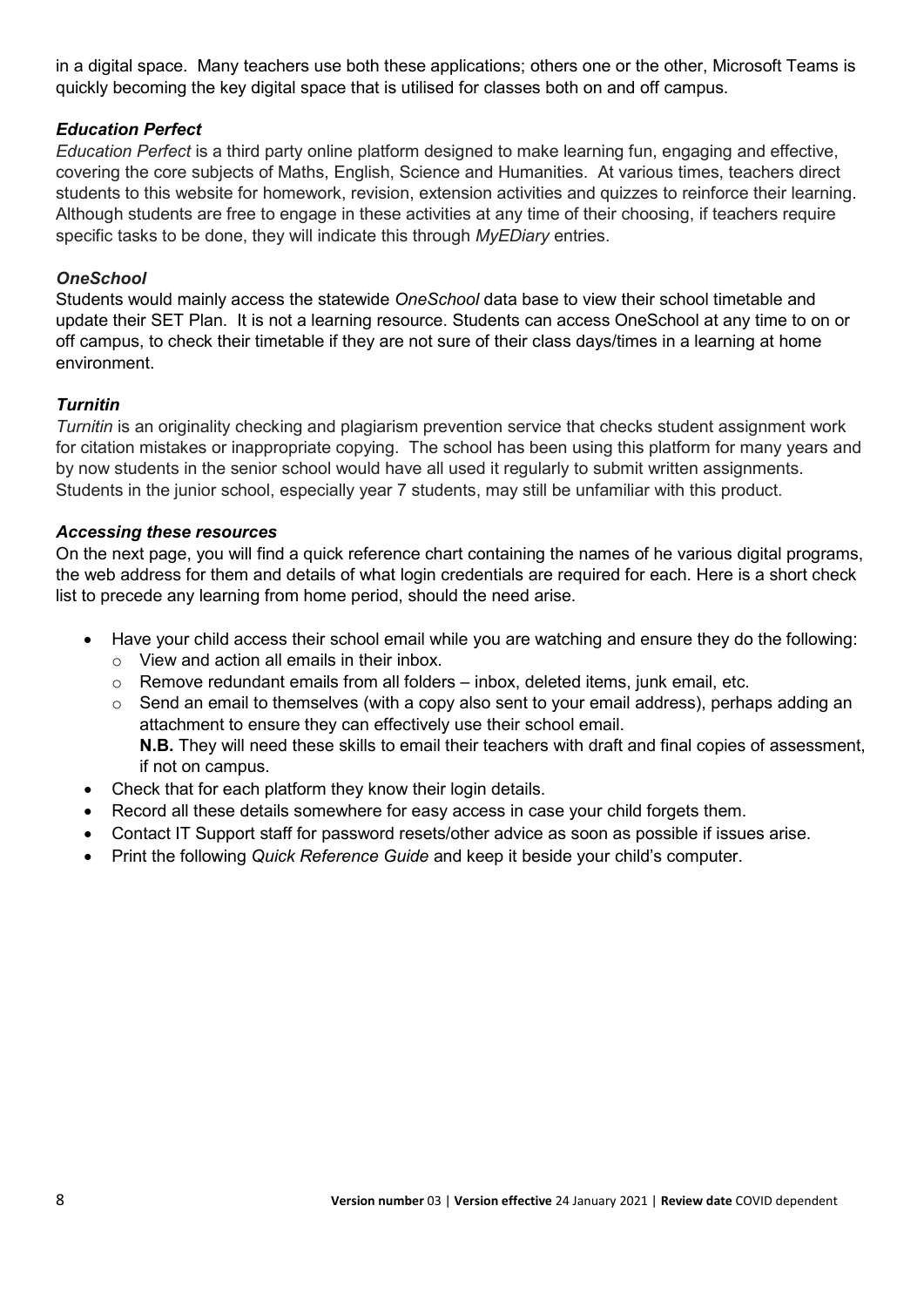in a digital space. Many teachers use both these applications; others one or the other, Microsoft Teams is quickly becoming the key digital space that is utilised for classes both on and off campus.

### *Education Perfect*

*Education Perfect* is a third party online platform designed to make learning fun, engaging and effective, covering the core subjects of Maths, English, Science and Humanities. At various times, teachers direct students to this website for homework, revision, extension activities and quizzes to reinforce their learning. Although students are free to engage in these activities at any time of their choosing, if teachers require specific tasks to be done, they will indicate this through *MyEDiary* entries.

### *OneSchool*

Students would mainly access the statewide *OneSchool* data base to view their school timetable and update their SET Plan. It is not a learning resource. Students can access OneSchool at any time to on or off campus, to check their timetable if they are not sure of their class days/times in a learning at home environment.

### *Turnitin*

*Turnitin* is an originality checking and plagiarism prevention service that checks student assignment work for citation mistakes or inappropriate copying. The school has been using this platform for many years and by now students in the senior school would have all used it regularly to submit written assignments. Students in the junior school, especially year 7 students, may still be unfamiliar with this product.

### *Accessing these resources*

On the next page, you will find a quick reference chart containing the names of he various digital programs, the web address for them and details of what login credentials are required for each. Here is a short check list to precede any learning from home period, should the need arise.

- Have your child access their school email while you are watching and ensure they do the following:
  - View and action all emails in their inbox.
  - Remove redundant emails from all folders – inbox, deleted items, junk email, etc.
  - Send an email to themselves (with a copy also sent to your email address), perhaps adding an attachment to ensure they can effectively use their school email.
    **N.B.** They will need these skills to email their teachers with draft and final copies of assessment, if not on campus.
- Check that for each platform they know their login details.
- Record all these details somewhere for easy access in case your child forgets them.
- Contact IT Support staff for password resets/other advice as soon as possible if issues arise.
- Print the following *Quick Reference Guide* and keep it beside your child's computer.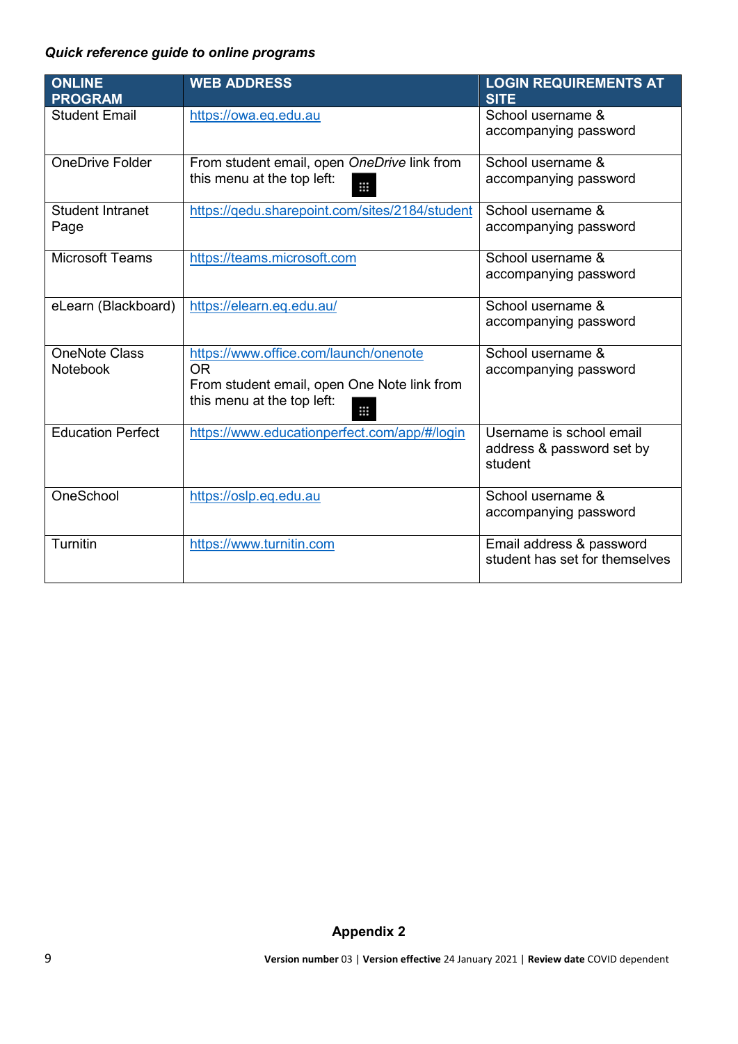***Quick reference guide to online programs***

| ONLINE PROGRAM | WEB ADDRESS | LOGIN REQUIREMENTS AT SITE |
|---|---|---|
| Student Email | https://owa.eq.edu.au | School username & accompanying password |
| OneDrive Folder | From student email, open *OneDrive* link from this menu at the top left: | School username & accompanying password |
| Student Intranet Page | https://qedu.sharepoint.com/sites/2184/student | School username & accompanying password |
| Microsoft Teams | https://teams.microsoft.com | School username & accompanying password |
| eLearn (Blackboard) | https://elearn.eq.edu.au/ | School username & accompanying password |
| OneNote Class Notebook | https://www.office.com/launch/onenote OR From student email, open One Note link from this menu at the top left: | School username & accompanying password |
| Education Perfect | https://www.educationperfect.com/app/#/login | Username is school email address & password set by student |
| OneSchool | https://oslp.eq.edu.au | School username & accompanying password |
| Turnitin | https://www.turnitin.com | Email address & password student has set for themselves |

**Appendix 2**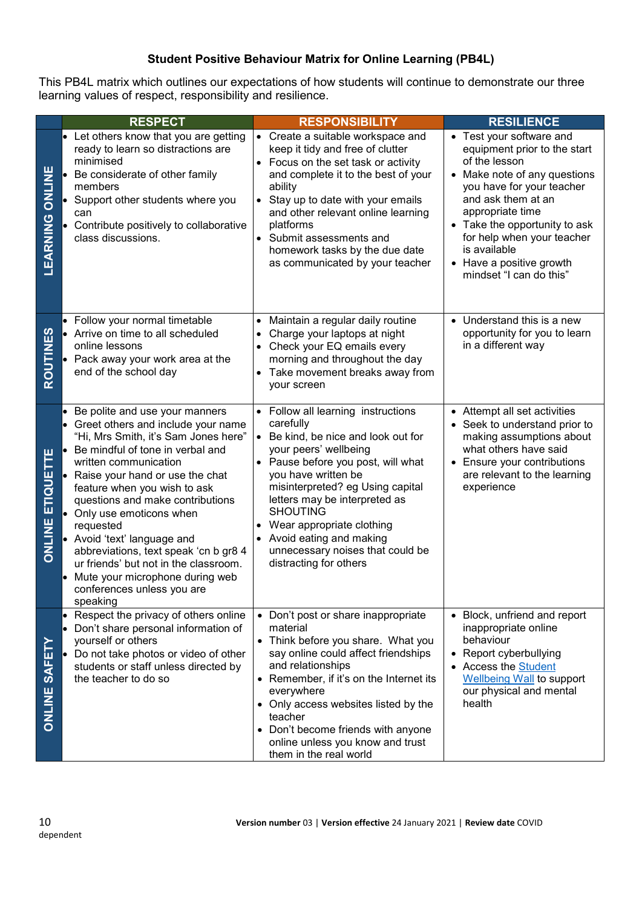**Student Positive Behaviour Matrix for Online Learning (PB4L)**

This PB4L matrix which outlines our expectations of how students will continue to demonstrate our three learning values of respect, responsibility and resilience.

| | RESPECT | RESPONSIBILITY | RESILIENCE |
|---|---|---|---|
| **LEARNING ONLINE** | • Let others know that you are getting ready to learn so distractions are minimised<br>• Be considerate of other family members<br>• Support other students where you can<br>• Contribute positively to collaborative class discussions. | • Create a suitable workspace and keep it tidy and free of clutter<br>• Focus on the set task or activity and complete it to the best of your ability<br>• Stay up to date with your emails and other relevant online learning platforms<br>• Submit assessments and homework tasks by the due date as communicated by your teacher | • Test your software and equipment prior to the start of the lesson<br>• Make note of any questions you have for your teacher and ask them at an appropriate time<br>• Take the opportunity to ask for help when your teacher is available<br>• Have a positive growth mindset "I can do this" |
| **ROUTINES** | • Follow your normal timetable<br>• Arrive on time to all scheduled online lessons<br>• Pack away your work area at the end of the school day | • Maintain a regular daily routine<br>• Charge your laptops at night<br>• Check your EQ emails every morning and throughout the day<br>• Take movement breaks away from your screen | • Understand this is a new opportunity for you to learn in a different way |
| **ONLINE ETIQUETTE** | • Be polite and use your manners<br>• Greet others and include your name "Hi, Mrs Smith, it's Sam Jones here"<br>• Be mindful of tone in verbal and written communication<br>• Raise your hand or use the chat feature when you wish to ask questions and make contributions<br>• Only use emoticons when requested<br>• Avoid 'text' language and abbreviations, text speak 'cn b gr8 4 ur friends' but not in the classroom.<br>• Mute your microphone during web conferences unless you are speaking | • Follow all learning instructions carefully<br>• Be kind, be nice and look out for your peers' wellbeing<br>• Pause before you post, will what you have written be misinterpreted? eg Using capital letters may be interpreted as SHOUTING<br>• Wear appropriate clothing<br>• Avoid eating and making unnecessary noises that could be distracting for others | • Attempt all set activities<br>• Seek to understand prior to making assumptions about what others have said<br>• Ensure your contributions are relevant to the learning experience |
| **ONLINE SAFETY** | • Respect the privacy of others online<br>• Don't share personal information of yourself or others<br>• Do not take photos or video of other students or staff unless directed by the teacher to do so | • Don't post or share inappropriate material<br>• Think before you share. What you say online could affect friendships and relationships<br>• Remember, if it's on the Internet its everywhere<br>• Only access websites listed by the teacher<br>• Don't become friends with anyone online unless you know and trust them in the real world | • Block, unfriend and report inappropriate online behaviour<br>• Report cyberbullying<br>• Access the Student Wellbeing Wall to support our physical and mental health |

**Version number** 03 | **Version effective** 24 January 2021 | **Review date** COVID dependent